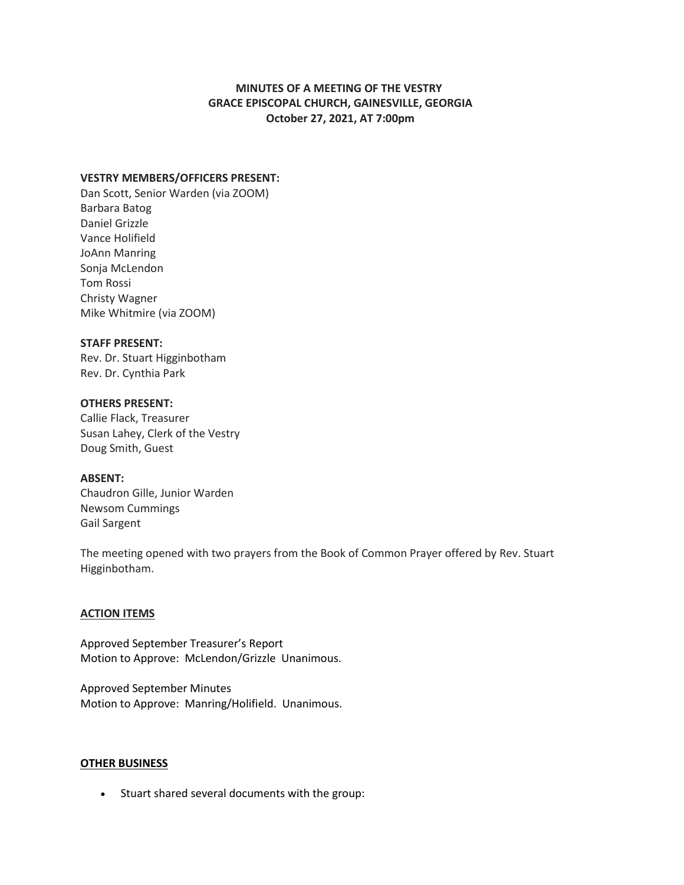**MINUTES OF A MEETING OF THE VESTRY**
**GRACE EPISCOPAL CHURCH, GAINESVILLE, GEORGIA**
**October 27, 2021, AT 7:00pm**

**VESTRY MEMBERS/OFFICERS PRESENT:**
Dan Scott, Senior Warden (via ZOOM)
Barbara Batog
Daniel Grizzle
Vance Holifield
JoAnn Manring
Sonja McLendon
Tom Rossi
Christy Wagner
Mike Whitmire (via ZOOM)

**STAFF PRESENT:**
Rev. Dr. Stuart Higginbotham
Rev. Dr. Cynthia Park

**OTHERS PRESENT:**
Callie Flack, Treasurer
Susan Lahey, Clerk of the Vestry
Doug Smith, Guest

**ABSENT:**
Chaudron Gille, Junior Warden
Newsom Cummings
Gail Sargent

The meeting opened with two prayers from the Book of Common Prayer offered by Rev. Stuart Higginbotham.

**ACTION ITEMS**

Approved September Treasurer's Report
Motion to Approve: McLendon/Grizzle Unanimous.

Approved September Minutes
Motion to Approve: Manring/Holifield. Unanimous.

**OTHER BUSINESS**

- Stuart shared several documents with the group: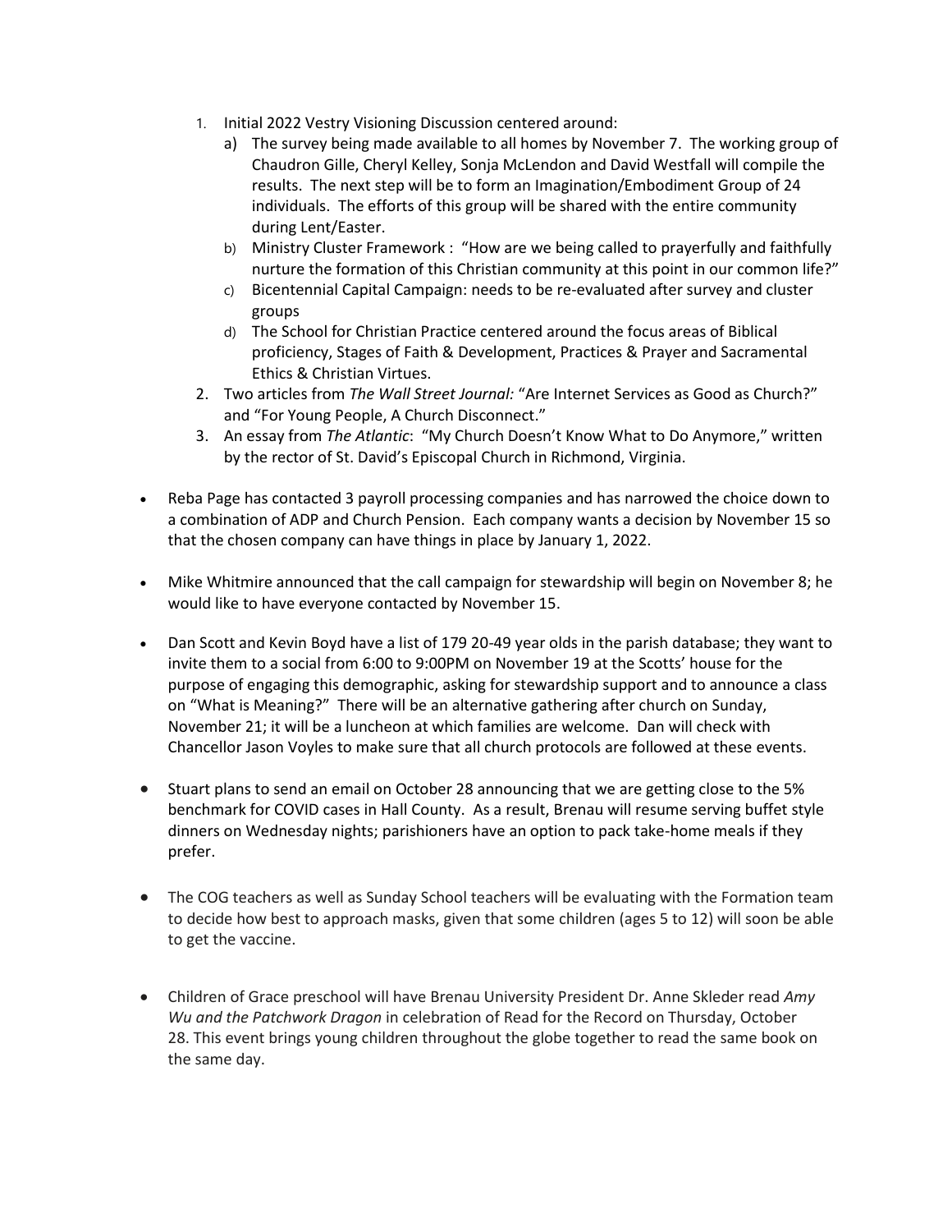1. Initial 2022 Vestry Visioning Discussion centered around:
   a) The survey being made available to all homes by November 7. The working group of Chaudron Gille, Cheryl Kelley, Sonja McLendon and David Westfall will compile the results. The next step will be to form an Imagination/Embodiment Group of 24 individuals. The efforts of this group will be shared with the entire community during Lent/Easter.
   b) Ministry Cluster Framework : "How are we being called to prayerfully and faithfully nurture the formation of this Christian community at this point in our common life?"
   c) Bicentennial Capital Campaign: needs to be re-evaluated after survey and cluster groups
   d) The School for Christian Practice centered around the focus areas of Biblical proficiency, Stages of Faith & Development, Practices & Prayer and Sacramental Ethics & Christian Virtues.
2. Two articles from *The Wall Street Journal:* "Are Internet Services as Good as Church?" and "For Young People, A Church Disconnect."
3. An essay from *The Atlantic*: "My Church Doesn't Know What to Do Anymore," written by the rector of St. David's Episcopal Church in Richmond, Virginia.

- Reba Page has contacted 3 payroll processing companies and has narrowed the choice down to a combination of ADP and Church Pension. Each company wants a decision by November 15 so that the chosen company can have things in place by January 1, 2022.

- Mike Whitmire announced that the call campaign for stewardship will begin on November 8; he would like to have everyone contacted by November 15.

- Dan Scott and Kevin Boyd have a list of 179 20-49 year olds in the parish database; they want to invite them to a social from 6:00 to 9:00PM on November 19 at the Scotts' house for the purpose of engaging this demographic, asking for stewardship support and to announce a class on "What is Meaning?" There will be an alternative gathering after church on Sunday, November 21; it will be a luncheon at which families are welcome. Dan will check with Chancellor Jason Voyles to make sure that all church protocols are followed at these events.

- Stuart plans to send an email on October 28 announcing that we are getting close to the 5% benchmark for COVID cases in Hall County. As a result, Brenau will resume serving buffet style dinners on Wednesday nights; parishioners have an option to pack take-home meals if they prefer.

- The COG teachers as well as Sunday School teachers will be evaluating with the Formation team to decide how best to approach masks, given that some children (ages 5 to 12) will soon be able to get the vaccine.

- Children of Grace preschool will have Brenau University President Dr. Anne Skleder read *Amy Wu and the Patchwork Dragon* in celebration of Read for the Record on Thursday, October 28. This event brings young children throughout the globe together to read the same book on the same day.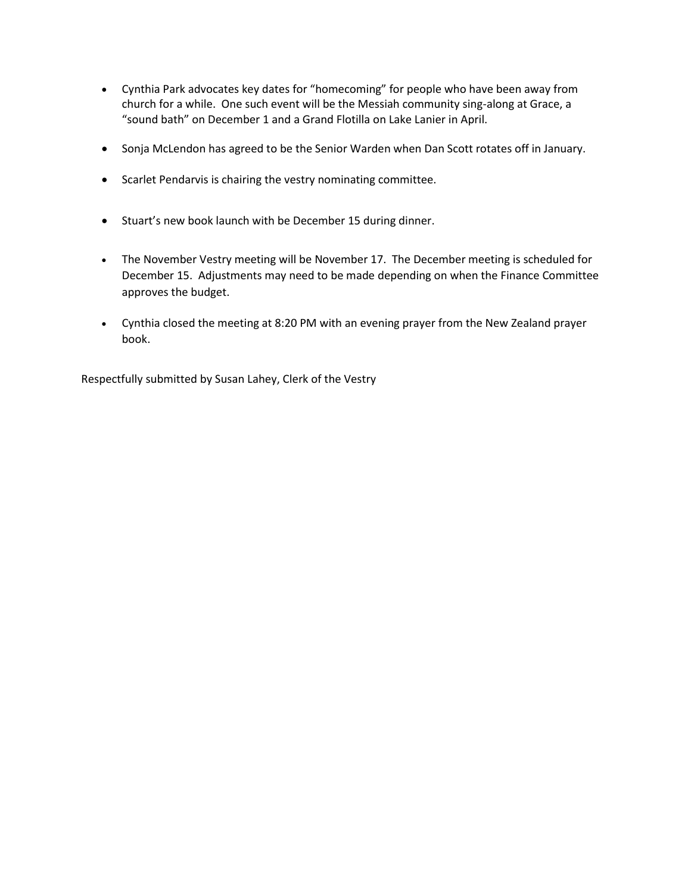- Cynthia Park advocates key dates for "homecoming" for people who have been away from church for a while. One such event will be the Messiah community sing-along at Grace, a "sound bath" on December 1 and a Grand Flotilla on Lake Lanier in April.

- Sonja McLendon has agreed to be the Senior Warden when Dan Scott rotates off in January.

- Scarlet Pendarvis is chairing the vestry nominating committee.

- Stuart's new book launch with be December 15 during dinner.

- The November Vestry meeting will be November 17. The December meeting is scheduled for December 15. Adjustments may need to be made depending on when the Finance Committee approves the budget.

- Cynthia closed the meeting at 8:20 PM with an evening prayer from the New Zealand prayer book.

Respectfully submitted by Susan Lahey, Clerk of the Vestry